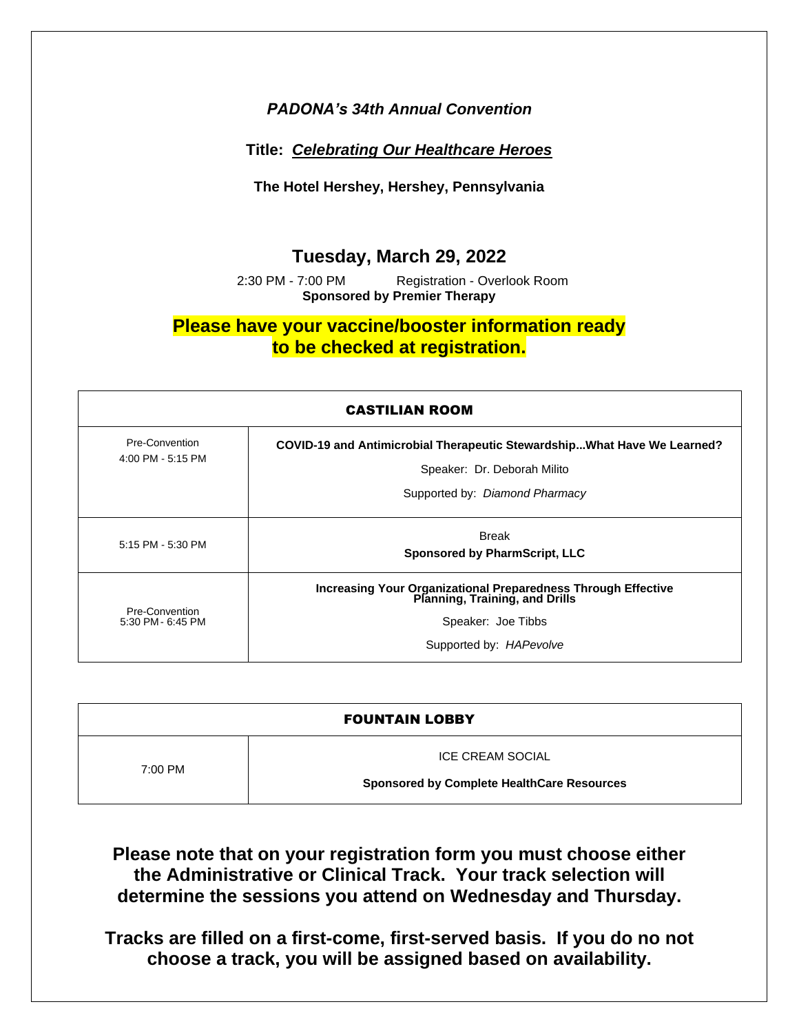***PADONA's 34th Annual Convention***

**Title: *Celebrating Our Healthcare Heroes***

**The Hotel Hershey, Hershey, Pennsylvania**

## Tuesday, March 29, 2022

2:30 PM - 7:00 PM Registration - Overlook Room

**Sponsored by Premier Therapy**

**Please have your vaccine/booster information ready to be checked at registration.**

| CASTILIAN ROOM | |
|---|---|
| Pre-Convention 4:00 PM - 5:15 PM | **COVID-19 and Antimicrobial Therapeutic Stewardship...What Have We Learned?** Speaker: Dr. Deborah Milito Supported by: *Diamond Pharmacy* |
| 5:15 PM - 5:30 PM | Break **Sponsored by PharmScript, LLC** |
| Pre-Convention 5:30 PM - 6:45 PM | **Increasing Your Organizational Preparedness Through Effective Planning, Training, and Drills** Speaker: Joe Tibbs Supported by: *HAPevolve* |

| FOUNTAIN LOBBY | |
|---|---|
| 7:00 PM | ICE CREAM SOCIAL **Sponsored by Complete HealthCare Resources** |

**Please note that on your registration form you must choose either the Administrative or Clinical Track. Your track selection will determine the sessions you attend on Wednesday and Thursday.**

**Tracks are filled on a first-come, first-served basis. If you do no not choose a track, you will be assigned based on availability.**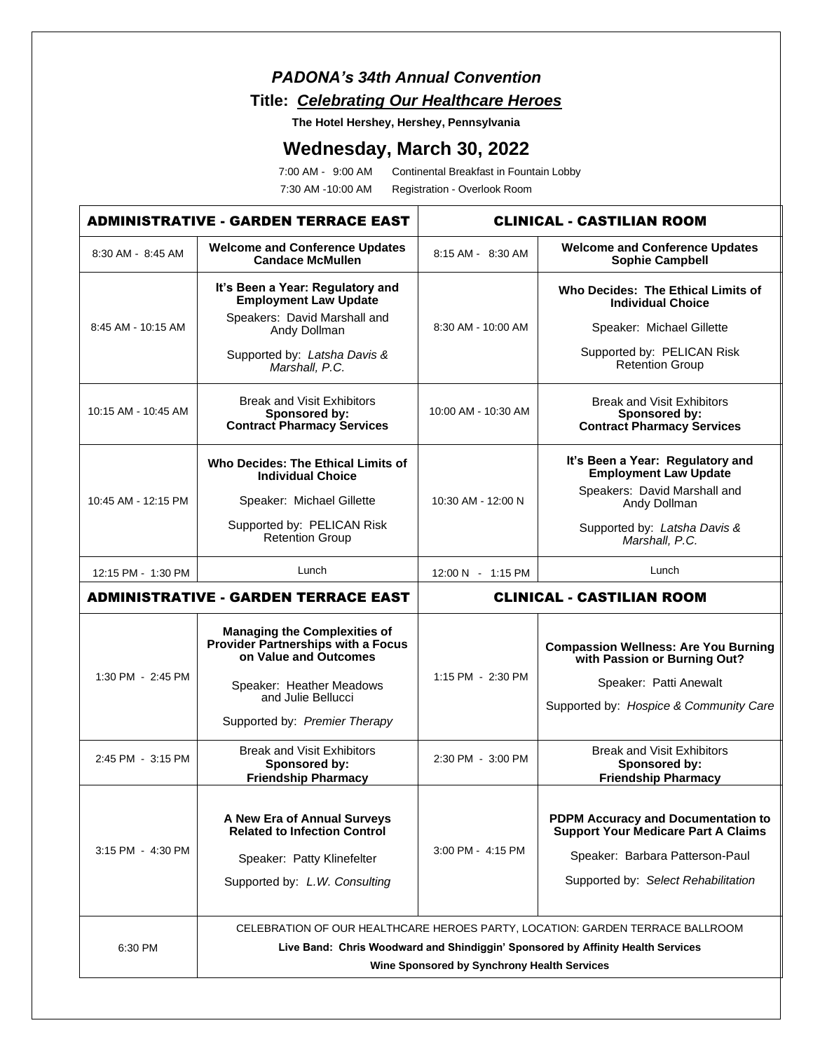## *PADONA's 34th Annual Convention*

### Title: *Celebrating Our Healthcare Heroes*

**The Hotel Hershey, Hershey, Pennsylvania**

## Wednesday, March 30, 2022

7:00 AM - 9:00 AM Continental Breakfast in Fountain Lobby

7:30 AM -10:00 AM Registration - Overlook Room

| ADMINISTRATIVE - GARDEN TERRACE EAST | | CLINICAL - CASTILIAN ROOM | |
|---|---|---|---|
| 8:30 AM - 8:45 AM | **Welcome and Conference Updates**<br>**Candace McMullen** | 8:15 AM - 8:30 AM | **Welcome and Conference Updates**<br>**Sophie Campbell** |
| 8:45 AM - 10:15 AM | **It's Been a Year: Regulatory and Employment Law Update**<br>Speakers: David Marshall and Andy Dollman<br>Supported by: *Latsha Davis & Marshall, P.C.* | 8:30 AM - 10:00 AM | **Who Decides: The Ethical Limits of Individual Choice**<br>Speaker: Michael Gillette<br>Supported by: PELICAN Risk Retention Group |
| 10:15 AM - 10:45 AM | Break and Visit Exhibitors<br>**Sponsored by:**<br>**Contract Pharmacy Services** | 10:00 AM - 10:30 AM | Break and Visit Exhibitors<br>**Sponsored by:**<br>**Contract Pharmacy Services** |
| 10:45 AM - 12:15 PM | **Who Decides: The Ethical Limits of Individual Choice**<br>Speaker: Michael Gillette<br>Supported by: PELICAN Risk Retention Group | 10:30 AM - 12:00 N | **It's Been a Year: Regulatory and Employment Law Update**<br>Speakers: David Marshall and Andy Dollman<br>Supported by: *Latsha Davis & Marshall, P.C.* |
| 12:15 PM - 1:30 PM | Lunch | 12:00 N - 1:15 PM | Lunch |
| **ADMINISTRATIVE - GARDEN TERRACE EAST** | | **CLINICAL - CASTILIAN ROOM** | |
| 1:30 PM - 2:45 PM | **Managing the Complexities of Provider Partnerships with a Focus on Value and Outcomes**<br>Speaker: Heather Meadows and Julie Bellucci<br>Supported by: *Premier Therapy* | 1:15 PM - 2:30 PM | **Compassion Wellness: Are You Burning with Passion or Burning Out?**<br>Speaker: Patti Anewalt<br>Supported by: *Hospice & Community Care* |
| 2:45 PM - 3:15 PM | Break and Visit Exhibitors<br>**Sponsored by:**<br>**Friendship Pharmacy** | 2:30 PM - 3:00 PM | Break and Visit Exhibitors<br>**Sponsored by:**<br>**Friendship Pharmacy** |
| 3:15 PM - 4:30 PM | **A New Era of Annual Surveys Related to Infection Control**<br>Speaker: Patty Klinefelter<br>Supported by: *L.W. Consulting* | 3:00 PM - 4:15 PM | **PDPM Accuracy and Documentation to Support Your Medicare Part A Claims**<br>Speaker: Barbara Patterson-Paul<br>Supported by: *Select Rehabilitation* |
| 6:30 PM | CELEBRATION OF OUR HEALTHCARE HEROES PARTY, LOCATION: GARDEN TERRACE BALLROOM<br>**Live Band: Chris Woodward and Shindiggin' Sponsored by Affinity Health Services**<br>**Wine Sponsored by Synchrony Health Services** | | |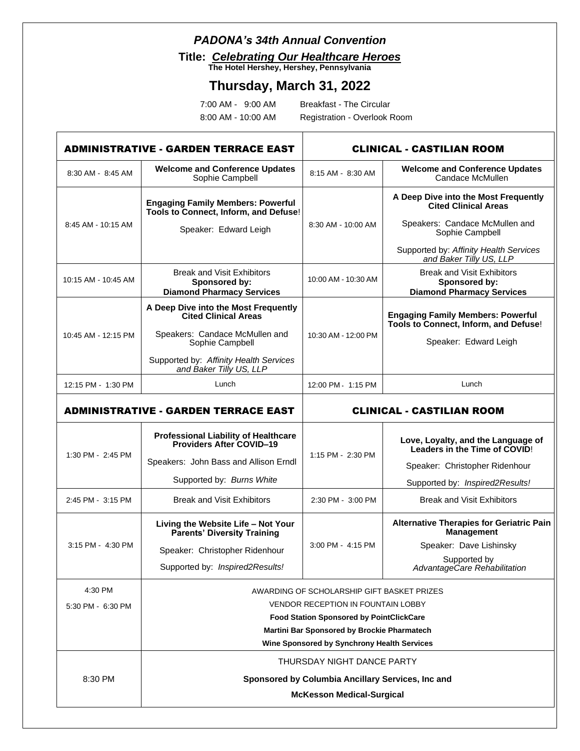***PADONA's 34th Annual Convention***

**Title: *Celebrating Our Healthcare Heroes***

**The Hotel Hershey, Hershey, Pennsylvania**

## Thursday, March 31, 2022

7:00 AM - 9:00 AM Breakfast - The Circular

8:00 AM - 10:00 AM Registration - Overlook Room

| ADMINISTRATIVE - GARDEN TERRACE EAST | | CLINICAL - CASTILIAN ROOM | |
|---|---|---|---|
| 8:30 AM - 8:45 AM | **Welcome and Conference Updates**<br>Sophie Campbell | 8:15 AM - 8:30 AM | **Welcome and Conference Updates**<br>Candace McMullen |
| 8:45 AM - 10:15 AM | **Engaging Family Members: Powerful Tools to Connect, Inform, and Defuse**!<br>Speaker: Edward Leigh | 8:30 AM - 10:00 AM | **A Deep Dive into the Most Frequently Cited Clinical Areas**<br>Speakers: Candace McMullen and Sophie Campbell<br>Supported by: *Affinity Health Services and Baker Tilly US, LLP* |
| 10:15 AM - 10:45 AM | Break and Visit Exhibitors<br>**Sponsored by:**<br>**Diamond Pharmacy Services** | 10:00 AM - 10:30 AM | Break and Visit Exhibitors<br>**Sponsored by:**<br>**Diamond Pharmacy Services** |
| 10:45 AM - 12:15 PM | **A Deep Dive into the Most Frequently Cited Clinical Areas**<br>Speakers: Candace McMullen and Sophie Campbell<br>Supported by: *Affinity Health Services and Baker Tilly US, LLP* | 10:30 AM - 12:00 PM | **Engaging Family Members: Powerful Tools to Connect, Inform, and Defuse**!<br>Speaker: Edward Leigh |
| 12:15 PM - 1:30 PM | Lunch | 12:00 PM - 1:15 PM | Lunch |
| **ADMINISTRATIVE - GARDEN TERRACE EAST** | | **CLINICAL - CASTILIAN ROOM** | |
| 1:30 PM - 2:45 PM | **Professional Liability of Healthcare Providers After COVID–19**<br>Speakers: John Bass and Allison Erndl<br>Supported by: *Burns White* | 1:15 PM - 2:30 PM | **Love, Loyalty, and the Language of Leaders in the Time of COVID**!<br>Speaker: Christopher Ridenhour<br>Supported by: *Inspired2Results!* |
| 2:45 PM - 3:15 PM | Break and Visit Exhibitors | 2:30 PM - 3:00 PM | Break and Visit Exhibitors |
| 3:15 PM - 4:30 PM | **Living the Website Life – Not Your Parents' Diversity Training**<br>Speaker: Christopher Ridenhour<br>Supported by: *Inspired2Results!* | 3:00 PM - 4:15 PM | **Alternative Therapies for Geriatric Pain Management**<br>Speaker: Dave Lishinsky<br>Supported by *AdvantageCare Rehabilitation* |
| 4:30 PM<br>5:30 PM - 6:30 PM | AWARDING OF SCHOLARSHIP GIFT BASKET PRIZES<br>VENDOR RECEPTION IN FOUNTAIN LOBBY<br>**Food Station Sponsored by PointClickCare**<br>**Martini Bar Sponsored by Brockie Pharmatech**<br>**Wine Sponsored by Synchrony Health Services** | | |
| 8:30 PM | THURSDAY NIGHT DANCE PARTY<br>**Sponsored by Columbia Ancillary Services, Inc and**<br>**McKesson Medical-Surgical** | | |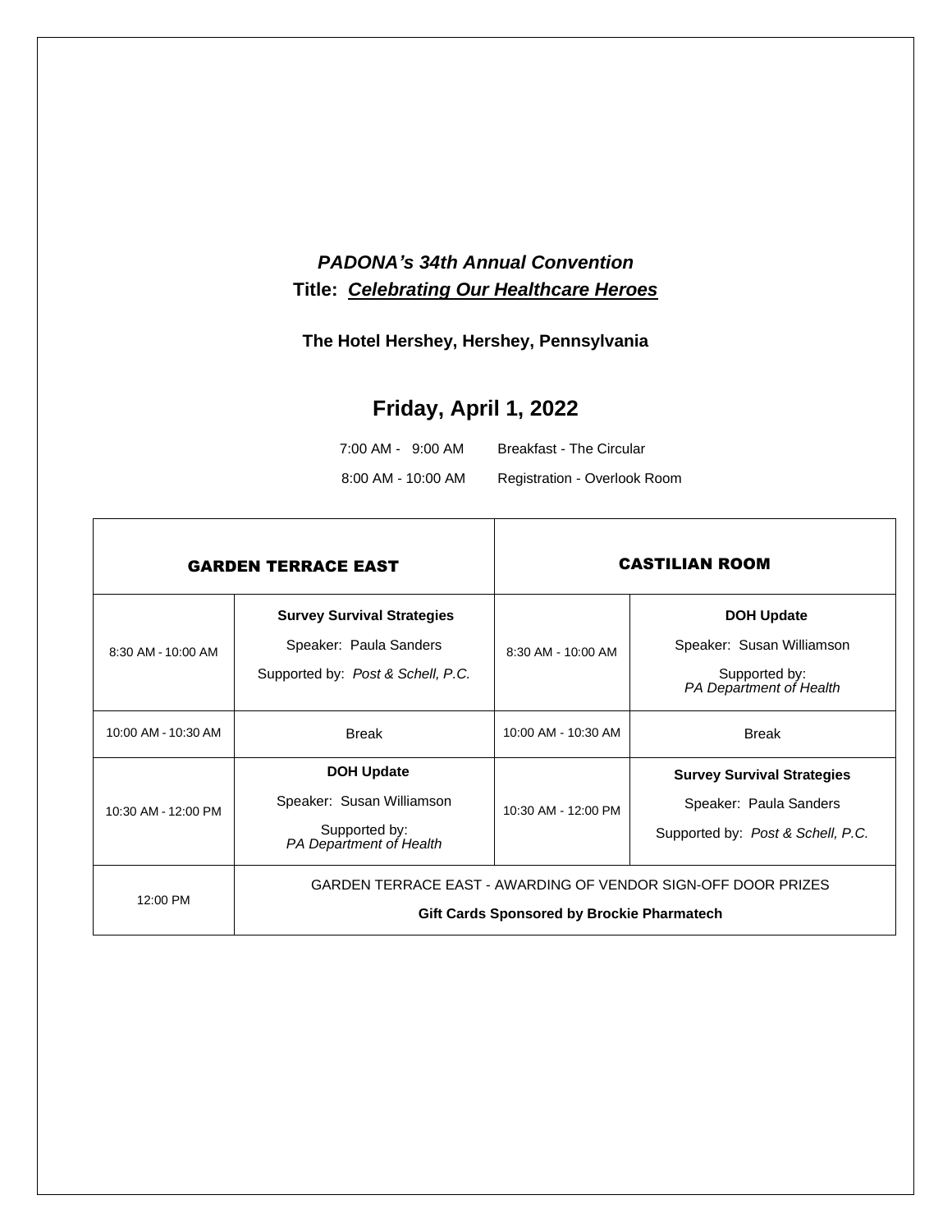***PADONA's 34th Annual Convention***

**Title: *Celebrating Our Healthcare Heroes***

**The Hotel Hershey, Hershey, Pennsylvania**

## Friday, April 1, 2022

7:00 AM - 9:00 AM Breakfast - The Circular

8:00 AM - 10:00 AM Registration - Overlook Room

| GARDEN TERRACE EAST | | CASTILIAN ROOM | |
|---|---|---|---|
| 8:30 AM - 10:00 AM | **Survey Survival Strategies**<br>Speaker: Paula Sanders<br>Supported by: *Post & Schell, P.C.* | 8:30 AM - 10:00 AM | **DOH Update**<br>Speaker: Susan Williamson<br>Supported by:<br>*PA Department of Health* |
| 10:00 AM - 10:30 AM | Break | 10:00 AM - 10:30 AM | Break |
| 10:30 AM - 12:00 PM | **DOH Update**<br>Speaker: Susan Williamson<br>Supported by:<br>*PA Department of Health* | 10:30 AM - 12:00 PM | **Survey Survival Strategies**<br>Speaker: Paula Sanders<br>Supported by: *Post & Schell, P.C.* |
| 12:00 PM | GARDEN TERRACE EAST - AWARDING OF VENDOR SIGN-OFF DOOR PRIZES<br>**Gift Cards Sponsored by Brockie Pharmatech** | | |